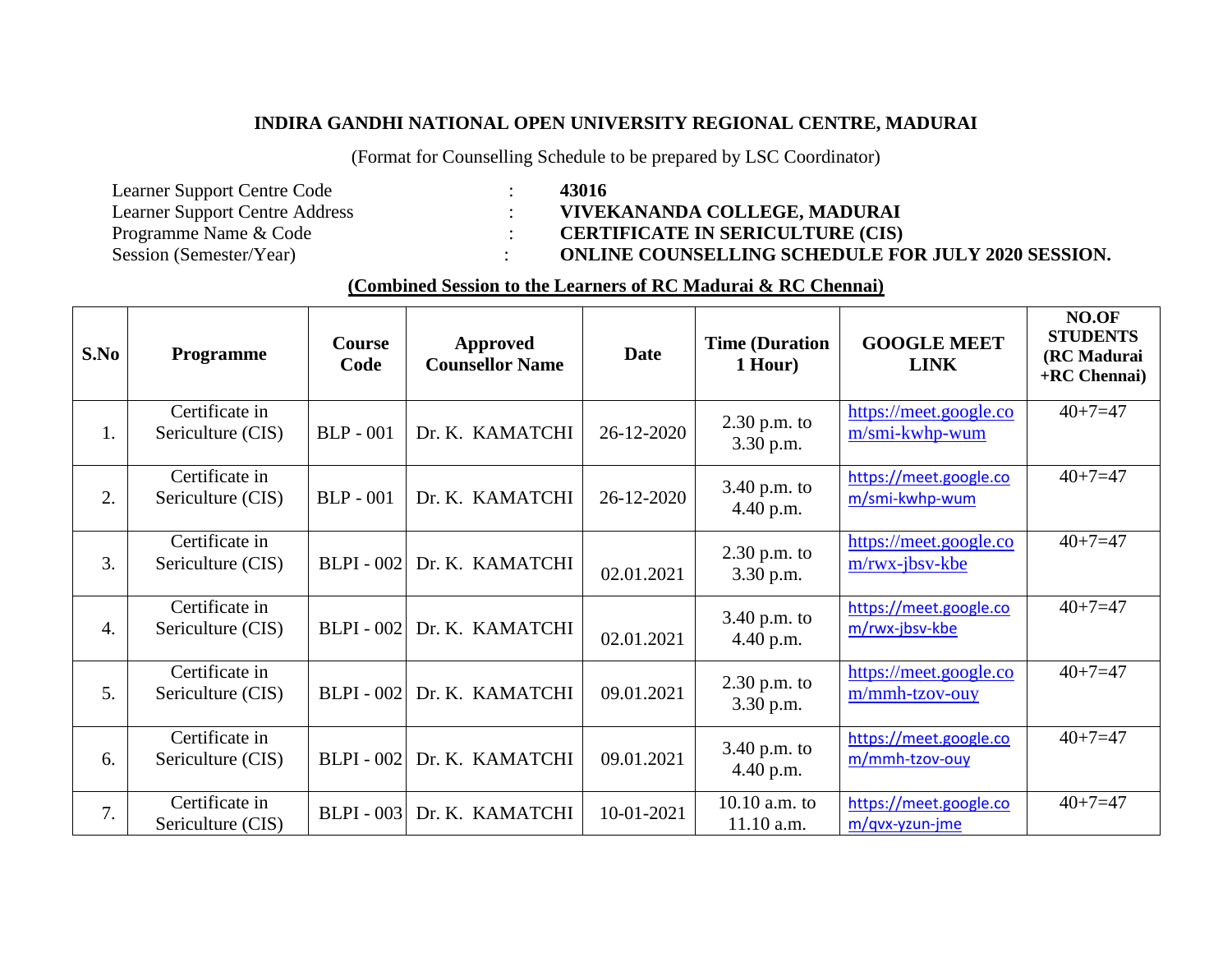**INDIRA GANDHI NATIONAL OPEN UNIVERSITY REGIONAL CENTRE, MADURAI**

(Format for Counselling Schedule to be prepared by LSC Coordinator)

| | | |
|---|---|---|
| Learner Support Centre Code | : | **43016** |
| Learner Support Centre Address | : | **VIVEKANANDA COLLEGE, MADURAI** |
| Programme Name & Code | : | **CERTIFICATE IN SERICULTURE (CIS)** |
| Session (Semester/Year) | : | **ONLINE COUNSELLING SCHEDULE FOR JULY 2020 SESSION.** |

**(Combined Session to the Learners of RC Madurai & RC Chennai)**

| S.No | Programme | Course Code | Approved Counsellor Name | Date | Time (Duration 1 Hour) | GOOGLE MEET LINK | NO.OF STUDENTS (RC Madurai +RC Chennai) |
|---|---|---|---|---|---|---|---|
| 1. | Certificate in Sericulture (CIS) | BLP - 001 | Dr. K. KAMATCHI | 26-12-2020 | 2.30 p.m. to 3.30 p.m. | https://meet.google.com/smi-kwhp-wum | 40+7=47 |
| 2. | Certificate in Sericulture (CIS) | BLP - 001 | Dr. K. KAMATCHI | 26-12-2020 | 3.40 p.m. to 4.40 p.m. | https://meet.google.com/smi-kwhp-wum | 40+7=47 |
| 3. | Certificate in Sericulture (CIS) | BLPI - 002 | Dr. K. KAMATCHI | 02.01.2021 | 2.30 p.m. to 3.30 p.m. | https://meet.google.com/rwx-jbsv-kbe | 40+7=47 |
| 4. | Certificate in Sericulture (CIS) | BLPI - 002 | Dr. K. KAMATCHI | 02.01.2021 | 3.40 p.m. to 4.40 p.m. | https://meet.google.com/rwx-jbsv-kbe | 40+7=47 |
| 5. | Certificate in Sericulture (CIS) | BLPI - 002 | Dr. K. KAMATCHI | 09.01.2021 | 2.30 p.m. to 3.30 p.m. | https://meet.google.com/mmh-tzov-ouy | 40+7=47 |
| 6. | Certificate in Sericulture (CIS) | BLPI - 002 | Dr. K. KAMATCHI | 09.01.2021 | 3.40 p.m. to 4.40 p.m. | https://meet.google.com/mmh-tzov-ouy | 40+7=47 |
| 7. | Certificate in Sericulture (CIS) | BLPI - 003 | Dr. K. KAMATCHI | 10-01-2021 | 10.10 a.m. to 11.10 a.m. | https://meet.google.com/qvx-yzun-jme | 40+7=47 |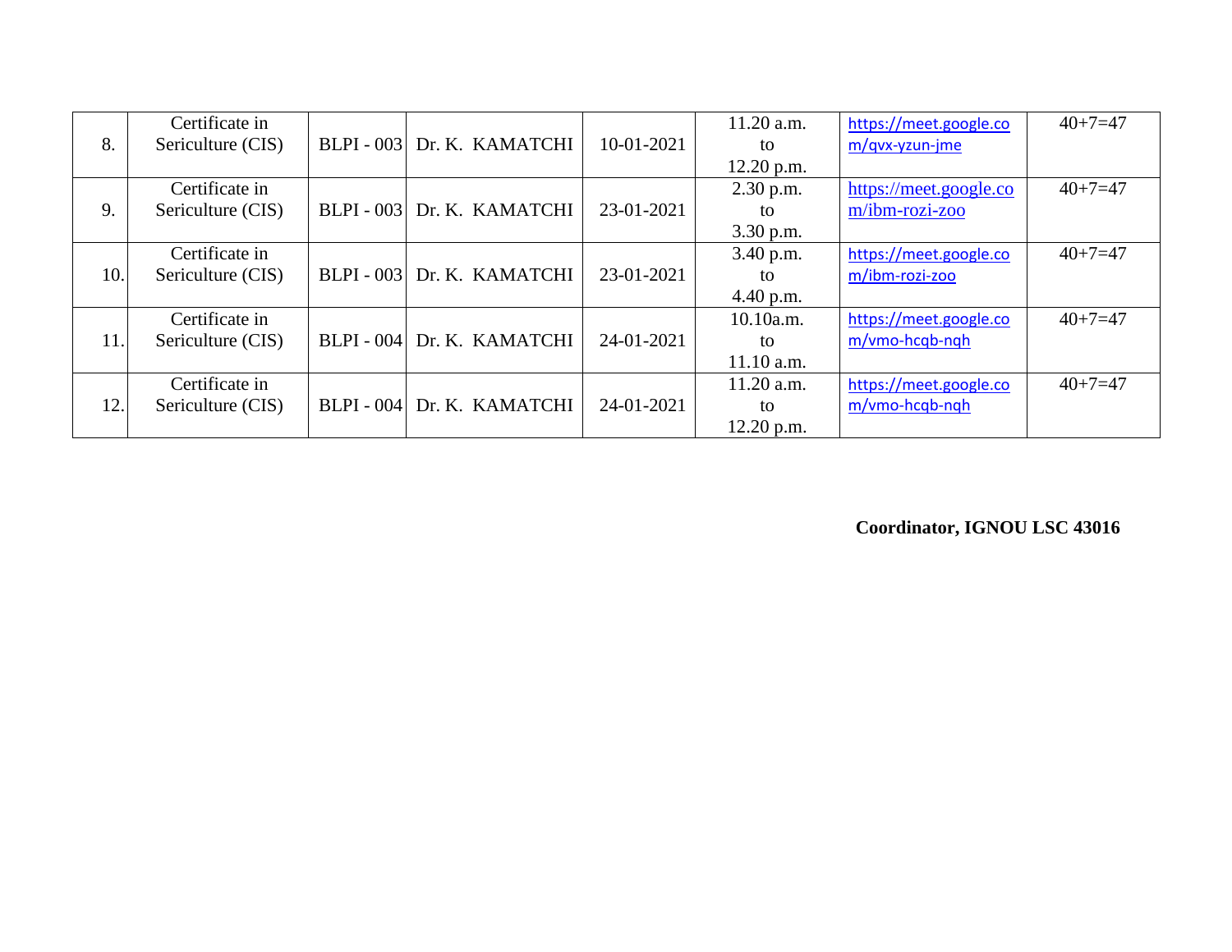| | | | | | | | |
|---|---|---|---|---|---|---|---|
| 8. | Certificate in Sericulture (CIS) | BLPI - 003 | Dr. K. KAMATCHI | 10-01-2021 | 11.20 a.m. to 12.20 p.m. | https://meet.google.com/qvx-yzun-jme | 40+7=47 |
| 9. | Certificate in Sericulture (CIS) | BLPI - 003 | Dr. K. KAMATCHI | 23-01-2021 | 2.30 p.m. to 3.30 p.m. | https://meet.google.com/ibm-rozi-zoo | 40+7=47 |
| 10. | Certificate in Sericulture (CIS) | BLPI - 003 | Dr. K. KAMATCHI | 23-01-2021 | 3.40 p.m. to 4.40 p.m. | https://meet.google.com/ibm-rozi-zoo | 40+7=47 |
| 11. | Certificate in Sericulture (CIS) | BLPI - 004 | Dr. K. KAMATCHI | 24-01-2021 | 10.10a.m. to 11.10 a.m. | https://meet.google.com/vmo-hcqb-nqh | 40+7=47 |
| 12. | Certificate in Sericulture (CIS) | BLPI - 004 | Dr. K. KAMATCHI | 24-01-2021 | 11.20 a.m. to 12.20 p.m. | https://meet.google.com/vmo-hcqb-nqh | 40+7=47 |

**Coordinator, IGNOU LSC 43016**